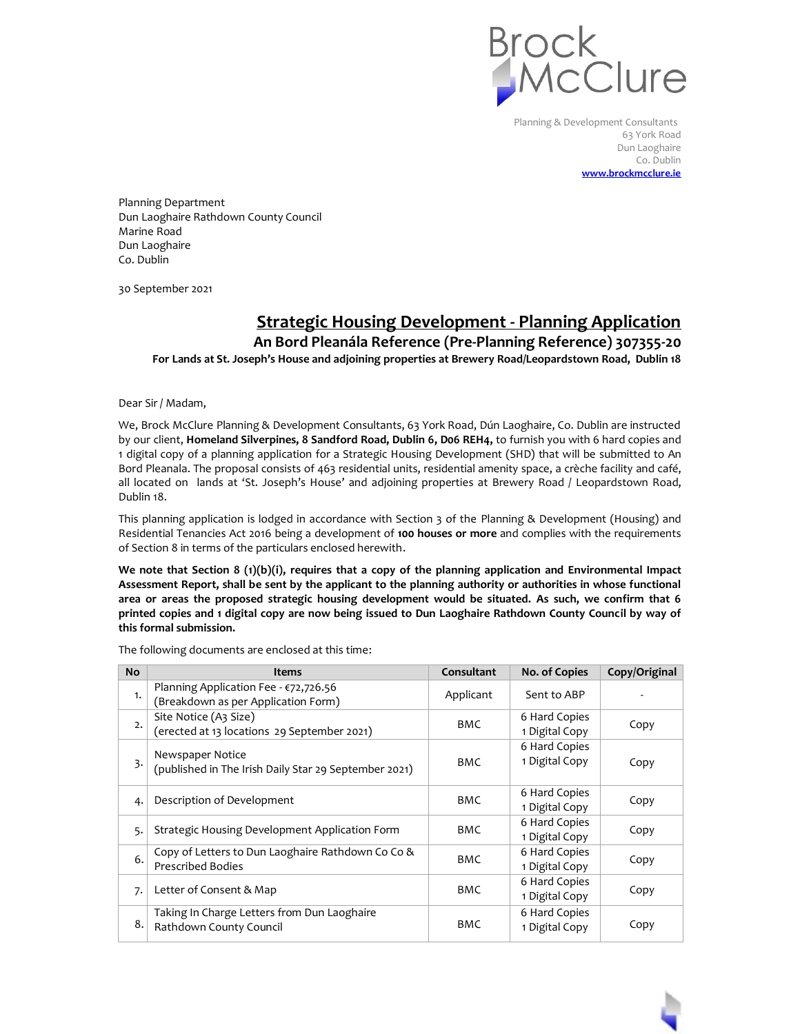Brock McClure

Planning & Development Consultants
63 York Road
Dun Laoghaire
Co. Dublin
www.brockmcclure.ie

Planning Department
Dun Laoghaire Rathdown County Council
Marine Road
Dun Laoghaire
Co. Dublin

30 September 2021

# Strategic Housing Development - Planning Application

## An Bord Pleanála Reference (Pre-Planning Reference) 307355-20

### For Lands at St. Joseph's House and adjoining properties at Brewery Road/Leopardstown Road, Dublin 18

Dear Sir / Madam,

We, Brock McClure Planning & Development Consultants, 63 York Road, Dún Laoghaire, Co. Dublin are instructed by our client, **Homeland Silverpines, 8 Sandford Road, Dublin 6, D06 REH4,** to furnish you with 6 hard copies and 1 digital copy of a planning application for a Strategic Housing Development (SHD) that will be submitted to An Bord Pleanala. The proposal consists of 463 residential units, residential amenity space, a crèche facility and café, all located on lands at 'St. Joseph's House' and adjoining properties at Brewery Road / Leopardstown Road, Dublin 18.

This planning application is lodged in accordance with Section 3 of the Planning & Development (Housing) and Residential Tenancies Act 2016 being a development of **100 houses or more** and complies with the requirements of Section 8 in terms of the particulars enclosed herewith.

**We note that Section 8 (1)(b)(i), requires that a copy of the planning application and Environmental Impact Assessment Report, shall be sent by the applicant to the planning authority or authorities in whose functional area or areas the proposed strategic housing development would be situated. As such, we confirm that 6 printed copies and 1 digital copy are now being issued to Dun Laoghaire Rathdown County Council by way of this formal submission.**

The following documents are enclosed at this time:

| No | Items | Consultant | No. of Copies | Copy/Original |
|---|---|---|---|---|
| 1. | Planning Application Fee - €72,726.56 (Breakdown as per Application Form) | Applicant | Sent to ABP | - |
| 2. | Site Notice (A3 Size) (erected at 13 locations 29 September 2021) | BMC | 6 Hard Copies 1 Digital Copy | Copy |
| 3. | Newspaper Notice (published in The Irish Daily Star 29 September 2021) | BMC | 6 Hard Copies 1 Digital Copy | Copy |
| 4. | Description of Development | BMC | 6 Hard Copies 1 Digital Copy | Copy |
| 5. | Strategic Housing Development Application Form | BMC | 6 Hard Copies 1 Digital Copy | Copy |
| 6. | Copy of Letters to Dun Laoghaire Rathdown Co Co & Prescribed Bodies | BMC | 6 Hard Copies 1 Digital Copy | Copy |
| 7. | Letter of Consent & Map | BMC | 6 Hard Copies 1 Digital Copy | Copy |
| 8. | Taking In Charge Letters from Dun Laoghaire Rathdown County Council | BMC | 6 Hard Copies 1 Digital Copy | Copy |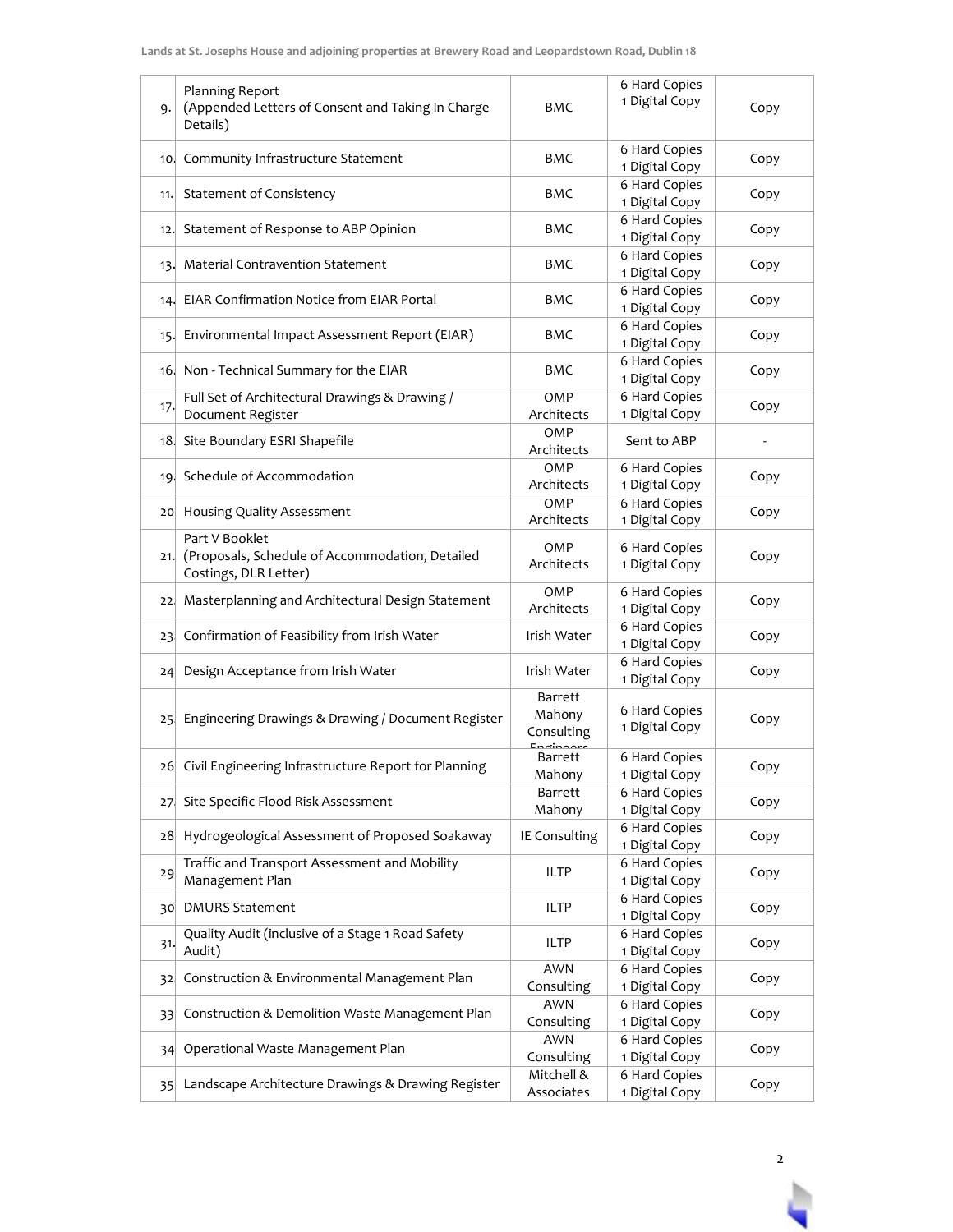| | | | | |
|---|---|---|---|---|
| 9. | Planning Report<br>(Appended Letters of Consent and Taking In Charge Details) | BMC | 6 Hard Copies<br>1 Digital Copy | Copy |
| 10. | Community Infrastructure Statement | BMC | 6 Hard Copies<br>1 Digital Copy | Copy |
| 11. | Statement of Consistency | BMC | 6 Hard Copies<br>1 Digital Copy | Copy |
| 12. | Statement of Response to ABP Opinion | BMC | 6 Hard Copies<br>1 Digital Copy | Copy |
| 13. | Material Contravention Statement | BMC | 6 Hard Copies<br>1 Digital Copy | Copy |
| 14. | EIAR Confirmation Notice from EIAR Portal | BMC | 6 Hard Copies<br>1 Digital Copy | Copy |
| 15. | Environmental Impact Assessment Report (EIAR) | BMC | 6 Hard Copies<br>1 Digital Copy | Copy |
| 16. | Non - Technical Summary for the EIAR | BMC | 6 Hard Copies<br>1 Digital Copy | Copy |
| 17. | Full Set of Architectural Drawings & Drawing / Document Register | OMP Architects | 6 Hard Copies<br>1 Digital Copy | Copy |
| 18. | Site Boundary ESRI Shapefile | OMP Architects | Sent to ABP | - |
| 19. | Schedule of Accommodation | OMP Architects | 6 Hard Copies<br>1 Digital Copy | Copy |
| 20 | Housing Quality Assessment | OMP Architects | 6 Hard Copies<br>1 Digital Copy | Copy |
| 21. | Part V Booklet<br>(Proposals, Schedule of Accommodation, Detailed Costings, DLR Letter) | OMP Architects | 6 Hard Copies<br>1 Digital Copy | Copy |
| 22. | Masterplanning and Architectural Design Statement | OMP Architects | 6 Hard Copies<br>1 Digital Copy | Copy |
| 23. | Confirmation of Feasibility from Irish Water | Irish Water | 6 Hard Copies<br>1 Digital Copy | Copy |
| 24 | Design Acceptance from Irish Water | Irish Water | 6 Hard Copies<br>1 Digital Copy | Copy |
| 25. | Engineering Drawings & Drawing / Document Register | Barrett Mahony Consulting Engineers | 6 Hard Copies<br>1 Digital Copy | Copy |
| 26 | Civil Engineering Infrastructure Report for Planning | Barrett Mahony | 6 Hard Copies<br>1 Digital Copy | Copy |
| 27. | Site Specific Flood Risk Assessment | Barrett Mahony | 6 Hard Copies<br>1 Digital Copy | Copy |
| 28 | Hydrogeological Assessment of Proposed Soakaway | IE Consulting | 6 Hard Copies<br>1 Digital Copy | Copy |
| 29 | Traffic and Transport Assessment and Mobility Management Plan | ILTP | 6 Hard Copies<br>1 Digital Copy | Copy |
| 30 | DMURS Statement | ILTP | 6 Hard Copies<br>1 Digital Copy | Copy |
| 31. | Quality Audit (inclusive of a Stage 1 Road Safety Audit) | ILTP | 6 Hard Copies<br>1 Digital Copy | Copy |
| 32. | Construction & Environmental Management Plan | AWN Consulting | 6 Hard Copies<br>1 Digital Copy | Copy |
| 33 | Construction & Demolition Waste Management Plan | AWN Consulting | 6 Hard Copies<br>1 Digital Copy | Copy |
| 34 | Operational Waste Management Plan | AWN Consulting | 6 Hard Copies<br>1 Digital Copy | Copy |
| 35 | Landscape Architecture Drawings & Drawing Register | Mitchell & Associates | 6 Hard Copies<br>1 Digital Copy | Copy |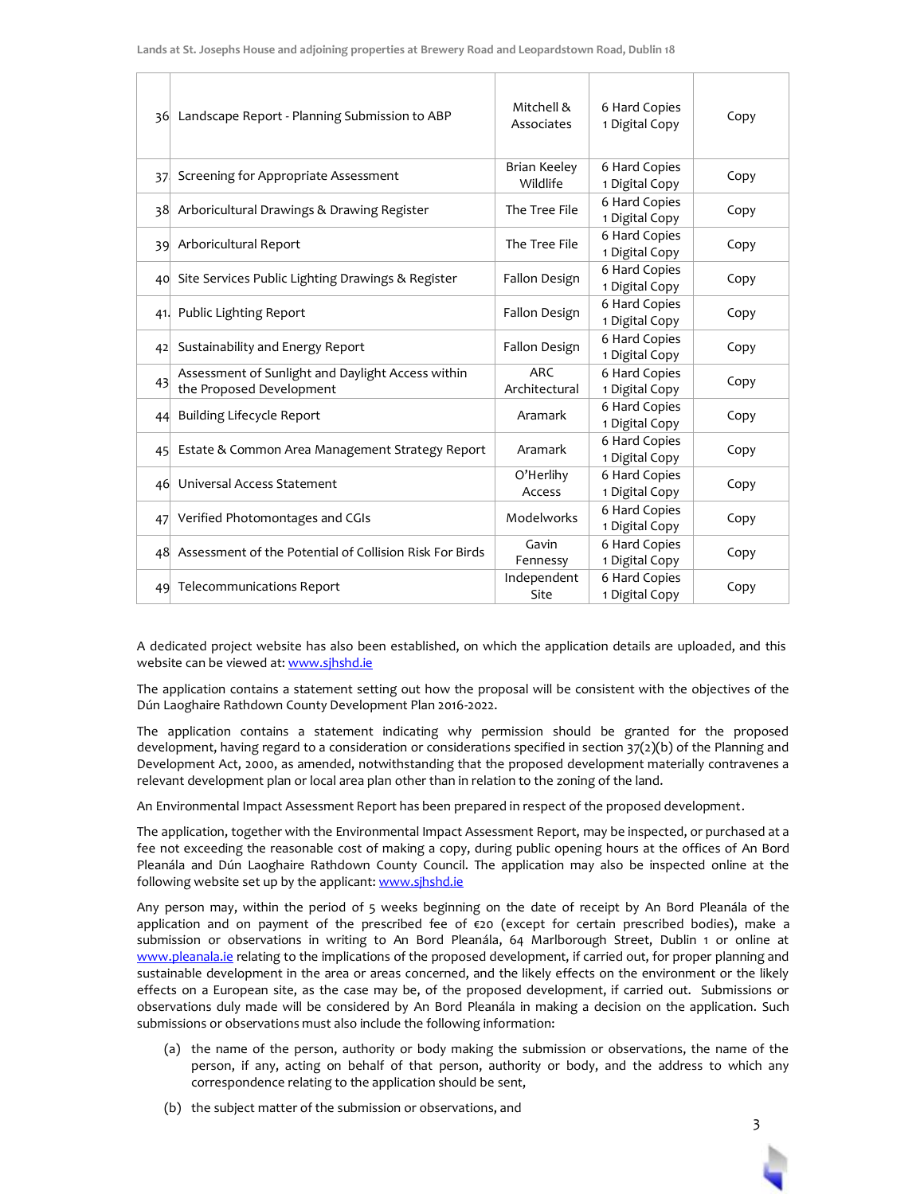| | | | | |
|---|---|---|---|---|
| 36 | Landscape Report - Planning Submission to ABP | Mitchell & Associates | 6 Hard Copies<br>1 Digital Copy | Copy |
| 37 | Screening for Appropriate Assessment | Brian Keeley Wildlife | 6 Hard Copies<br>1 Digital Copy | Copy |
| 38 | Arboricultural Drawings & Drawing Register | The Tree File | 6 Hard Copies<br>1 Digital Copy | Copy |
| 39 | Arboricultural Report | The Tree File | 6 Hard Copies<br>1 Digital Copy | Copy |
| 40 | Site Services Public Lighting Drawings & Register | Fallon Design | 6 Hard Copies<br>1 Digital Copy | Copy |
| 41 | Public Lighting Report | Fallon Design | 6 Hard Copies<br>1 Digital Copy | Copy |
| 42 | Sustainability and Energy Report | Fallon Design | 6 Hard Copies<br>1 Digital Copy | Copy |
| 43 | Assessment of Sunlight and Daylight Access within the Proposed Development | ARC Architectural | 6 Hard Copies<br>1 Digital Copy | Copy |
| 44 | Building Lifecycle Report | Aramark | 6 Hard Copies<br>1 Digital Copy | Copy |
| 45 | Estate & Common Area Management Strategy Report | Aramark | 6 Hard Copies<br>1 Digital Copy | Copy |
| 46 | Universal Access Statement | O'Herlihy Access | 6 Hard Copies<br>1 Digital Copy | Copy |
| 47 | Verified Photomontages and CGIs | Modelworks | 6 Hard Copies<br>1 Digital Copy | Copy |
| 48 | Assessment of the Potential of Collision Risk For Birds | Gavin Fennessy | 6 Hard Copies<br>1 Digital Copy | Copy |
| 49 | Telecommunications Report | Independent Site | 6 Hard Copies<br>1 Digital Copy | Copy |

A dedicated project website has also been established, on which the application details are uploaded, and this website can be viewed at: www.sjhshd.ie

The application contains a statement setting out how the proposal will be consistent with the objectives of the Dún Laoghaire Rathdown County Development Plan 2016-2022.

The application contains a statement indicating why permission should be granted for the proposed development, having regard to a consideration or considerations specified in section 37(2)(b) of the Planning and Development Act, 2000, as amended, notwithstanding that the proposed development materially contravenes a relevant development plan or local area plan other than in relation to the zoning of the land.

An Environmental Impact Assessment Report has been prepared in respect of the proposed development.

The application, together with the Environmental Impact Assessment Report, may be inspected, or purchased at a fee not exceeding the reasonable cost of making a copy, during public opening hours at the offices of An Bord Pleanála and Dún Laoghaire Rathdown County Council. The application may also be inspected online at the following website set up by the applicant: www.sjhshd.ie

Any person may, within the period of 5 weeks beginning on the date of receipt by An Bord Pleanála of the application and on payment of the prescribed fee of €20 (except for certain prescribed bodies), make a submission or observations in writing to An Bord Pleanála, 64 Marlborough Street, Dublin 1 or online at www.pleanala.ie relating to the implications of the proposed development, if carried out, for proper planning and sustainable development in the area or areas concerned, and the likely effects on the environment or the likely effects on a European site, as the case may be, of the proposed development, if carried out. Submissions or observations duly made will be considered by An Bord Pleanála in making a decision on the application. Such submissions or observations must also include the following information:

(a) the name of the person, authority or body making the submission or observations, the name of the person, if any, acting on behalf of that person, authority or body, and the address to which any correspondence relating to the application should be sent,

(b) the subject matter of the submission or observations, and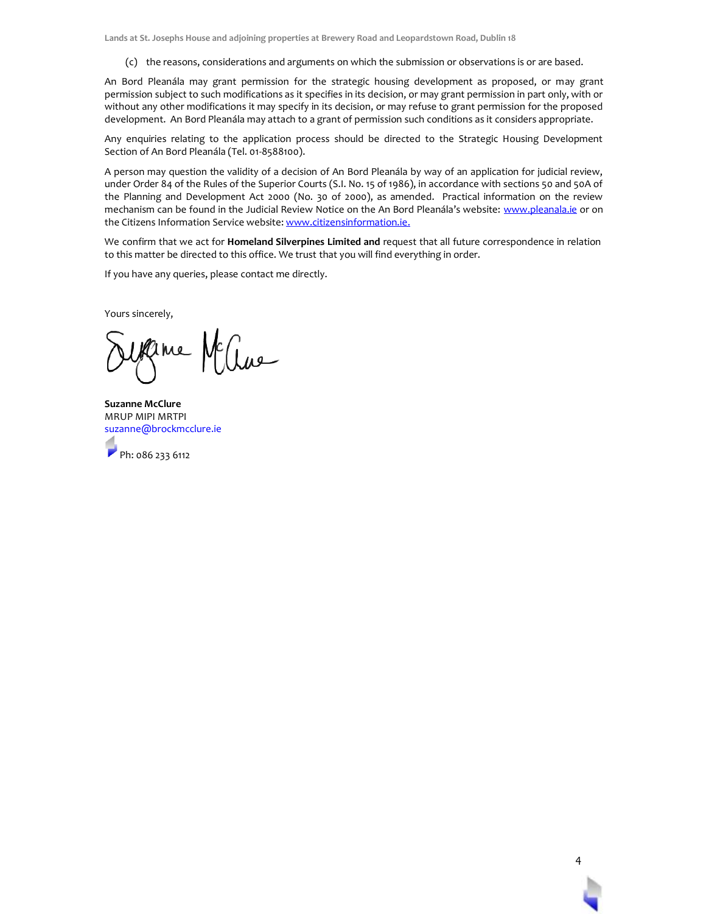(c) the reasons, considerations and arguments on which the submission or observations is or are based.

An Bord Pleanála may grant permission for the strategic housing development as proposed, or may grant permission subject to such modifications as it specifies in its decision, or may grant permission in part only, with or without any other modifications it may specify in its decision, or may refuse to grant permission for the proposed development. An Bord Pleanála may attach to a grant of permission such conditions as it considers appropriate.

Any enquiries relating to the application process should be directed to the Strategic Housing Development Section of An Bord Pleanála (Tel. 01-8588100).

A person may question the validity of a decision of An Bord Pleanála by way of an application for judicial review, under Order 84 of the Rules of the Superior Courts (S.I. No. 15 of 1986), in accordance with sections 50 and 50A of the Planning and Development Act 2000 (No. 30 of 2000), as amended. Practical information on the review mechanism can be found in the Judicial Review Notice on the An Bord Pleanála's website: www.pleanala.ie or on the Citizens Information Service website: www.citizensinformation.ie.

We confirm that we act for **Homeland Silverpines Limited and** request that all future correspondence in relation to this matter be directed to this office. We trust that you will find everything in order.

If you have any queries, please contact me directly.

Yours sincerely,

**Suzanne McClure**
MRUP MIPI MRTPI
suzanne@brockmcclure.ie

Ph: 086 233 6112